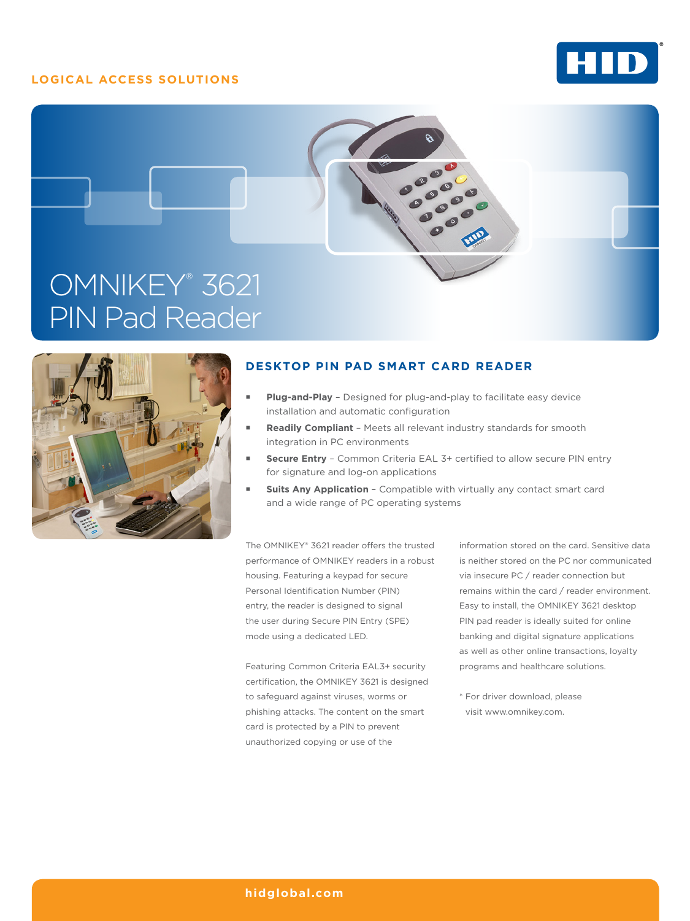LOGICAL ACCESS SOLUTIONS

# OMNIKEY® 3621 PIN Pad Reader

## DESKTOP PIN PAD SMART CARD READER

- **Plug-and-Play** – Designed for plug-and-play to facilitate easy device installation and automatic configuration
- **Readily Compliant** – Meets all relevant industry standards for smooth integration in PC environments
- **Secure Entry** – Common Criteria EAL 3+ certified to allow secure PIN entry for signature and log-on applications
- **Suits Any Application** – Compatible with virtually any contact smart card and a wide range of PC operating systems

The OMNIKEY® 3621 reader offers the trusted performance of OMNIKEY readers in a robust housing. Featuring a keypad for secure Personal Identification Number (PIN) entry, the reader is designed to signal the user during Secure PIN Entry (SPE) mode using a dedicated LED.

Featuring Common Criteria EAL3+ security certification, the OMNIKEY 3621 is designed to safeguard against viruses, worms or phishing attacks. The content on the smart card is protected by a PIN to prevent unauthorized copying or use of the information stored on the card. Sensitive data is neither stored on the PC nor communicated via insecure PC / reader connection but remains within the card / reader environment. Easy to install, the OMNIKEY 3621 desktop PIN pad reader is ideally suited for online banking and digital signature applications as well as other online transactions, loyalty programs and healthcare solutions.

* For driver download, please visit www.omnikey.com.

hidglobal.com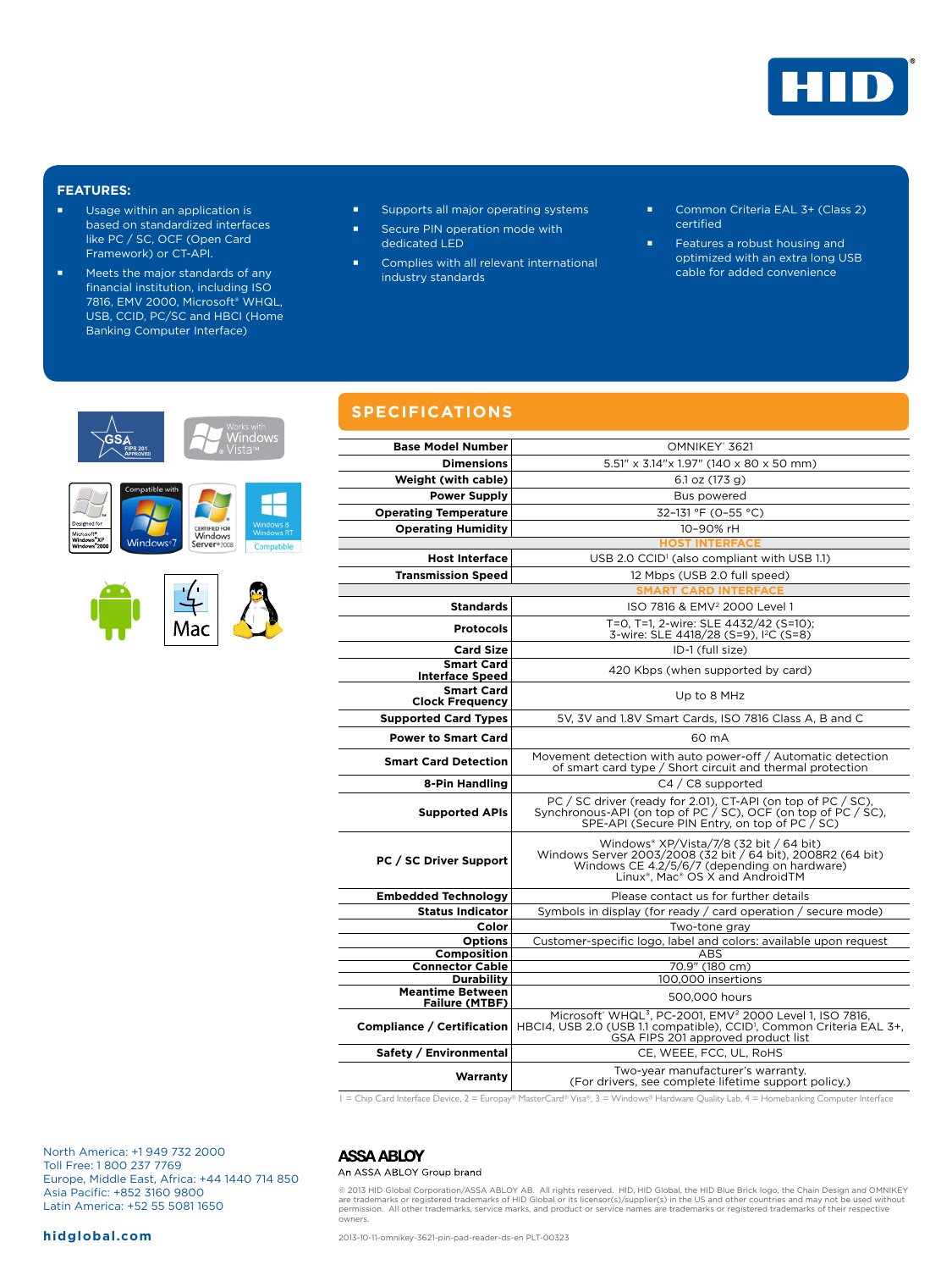## FEATURES:

- Usage within an application is based on standardized interfaces like PC / SC, OCF (Open Card Framework) or CT-API.
- Meets the major standards of any financial institution, including ISO 7816, EMV 2000, Microsoft® WHQL, USB, CCID, PC/SC and HBCI (Home Banking Computer Interface)
- Supports all major operating systems
- Secure PIN operation mode with dedicated LED
- Complies with all relevant international industry standards
- Common Criteria EAL 3+ (Class 2) certified
- Features a robust housing and optimized with an extra long USB cable for added convenience

## SPECIFICATIONS

| | |
|---|---|
| **Base Model Number** | OMNIKEY® 3621 |
| **Dimensions** | 5.51" x 3.14"x 1.97" (140 x 80 x 50 mm) |
| **Weight (with cable)** | 6.1 oz (173 g) |
| **Power Supply** | Bus powered |
| **Operating Temperature** | 32–131 °F (0–55 °C) |
| **Operating Humidity** | 10–90% rH |
| **HOST INTERFACE** | |
| **Host Interface** | USB 2.0 CCID[1] (also compliant with USB 1.1) |
| **Transmission Speed** | 12 Mbps (USB 2.0 full speed) |
| **SMART CARD INTERFACE** | |
| **Standards** | ISO 7816 & EMV[2] 2000 Level 1 |
| **Protocols** | T=0, T=1, 2-wire: SLE 4432/42 (S=10); 3-wire: SLE 4418/28 (S=9), I²C (S=8) |
| **Card Size** | ID-1 (full size) |
| **Smart Card Interface Speed** | 420 Kbps (when supported by card) |
| **Smart Card Clock Frequency** | Up to 8 MHz |
| **Supported Card Types** | 5V, 3V and 1.8V Smart Cards, ISO 7816 Class A, B and C |
| **Power to Smart Card** | 60 mA |
| **Smart Card Detection** | Movement detection with auto power-off / Automatic detection of smart card type / Short circuit and thermal protection |
| **8-Pin Handling** | C4 / C8 supported |
| **Supported APIs** | PC / SC driver (ready for 2.01), CT-API (on top of PC / SC), Synchronous-API (on top of PC / SC), OCF (on top of PC / SC), SPE-API (Secure PIN Entry, on top of PC / SC) |
| **PC / SC Driver Support** | Windows® XP/Vista/7/8 (32 bit / 64 bit) Windows Server 2003/2008 (32 bit / 64 bit), 2008R2 (64 bit) Windows CE 4.2/5/6/7 (depending on hardware) Linux®, Mac® OS X and AndroidTM |
| **Embedded Technology** | Please contact us for further details |
| **Status Indicator** | Symbols in display (for ready / card operation / secure mode) |
| **Color** | Two-tone gray |
| **Options** | Customer-specific logo, label and colors: available upon request |
| **Composition** | ABS |
| **Connector Cable** | 70.9" (180 cm) |
| **Durability** | 100,000 insertions |
| **Meantime Between Failure (MTBF)** | 500,000 hours |
| **Compliance / Certification** | Microsoft® WHQL[3], PC-2001, EMV[2] 2000 Level 1, ISO 7816, HBCI4, USB 2.0 (USB 1.1 compatible), CCID[1], Common Criteria EAL 3+, GSA FIPS 201 approved product list |
| **Safety / Environmental** | CE, WEEE, FCC, UL, RoHS |
| **Warranty** | Two-year manufacturer's warranty. (For drivers, see complete lifetime support policy.) |

1 = Chip Card Interface Device, 2 = Europay® MasterCard® Visa®, 3 = Windows® Hardware Quality Lab, 4 = Homebanking Computer Interface

North America: +1 949 732 2000
Toll Free: 1 800 237 7769
Europe, Middle East, Africa: +44 1440 714 850
Asia Pacific: +852 3160 9800
Latin America: +52 55 5081 1650

**hidglobal.com**

ASSA ABLOY
An ASSA ABLOY Group brand

© 2013 HID Global Corporation/ASSA ABLOY AB. All rights reserved. HID, HID Global, the HID Blue Brick logo, the Chain Design and OMNIKEY are trademarks or registered trademarks of HID Global or its licensor(s)/supplier(s) in the US and other countries and may not be used without permission. All other trademarks, service marks, and product or service names are trademarks or registered trademarks of their respective owners.

2013-10-11-omnikey-3621-pin-pad-reader-ds-en PLT-00323